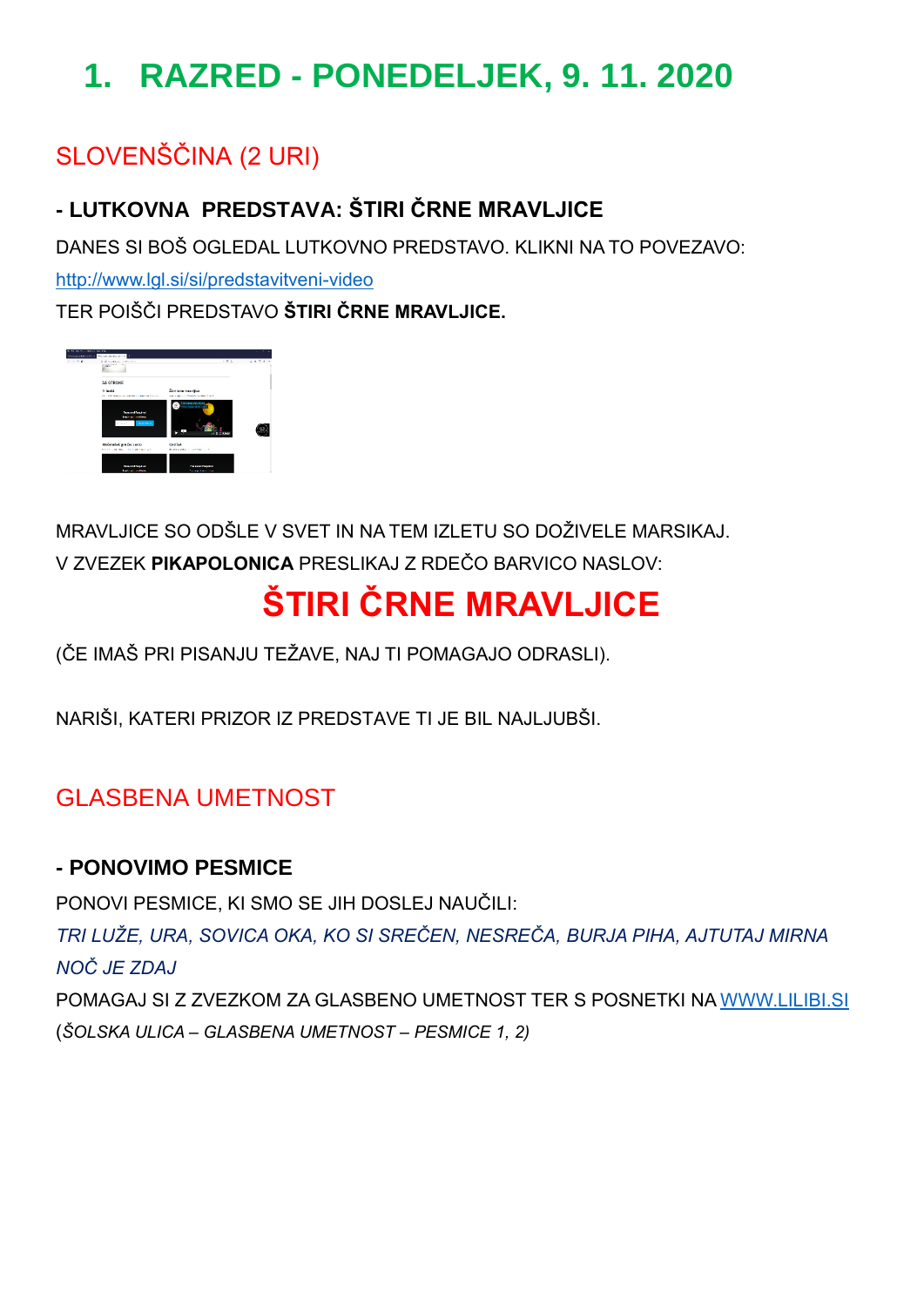# 1. RAZRED - PONEDELJEK, 9. 11. 2020

## SLOVENŠČINA (2 URI)

### - LUTKOVNA PREDSTAVA: ŠTIRI ČRNE MRAVLJICE

DANES SI BOŠ OGLEDAL LUTKOVNO PREDSTAVO. KLIKNI NA TO POVEZAVO:

http://www.lgl.si/si/predstavitveni-video

TER POIŠČI PREDSTAVO **ŠTIRI ČRNE MRAVLJICE.**

MRAVLJICE SO ODŠLE V SVET IN NA TEM IZLETU SO DOŽIVELE MARSIKAJ.

V ZVEZEK **PIKAPOLONICA** PRESLIKAJ Z RDEČO BARVICO NASLOV:

**ŠTIRI ČRNE MRAVLJICE**

(ČE IMAŠ PRI PISANJU TEŽAVE, NAJ TI POMAGAJO ODRASLI).

NARIŠI, KATERI PRIZOR IZ PREDSTAVE TI JE BIL NAJLJUBŠI.

## GLASBENA UMETNOST

### - PONOVIMO PESMICE

PONOVI PESMICE, KI SMO SE JIH DOSLEJ NAUČILI:

*TRI LUŽE, URA, SOVICA OKA, KO SI SREČEN, NESREČA, BURJA PIHA, AJTUTAJ MIRNA NOČ JE ZDAJ*

POMAGAJ SI Z ZVEZKOM ZA GLASBENO UMETNOST TER S POSNETKI NA WWW.LILIBI.SI

(*ŠOLSKA ULICA – GLASBENA UMETNOST – PESMICE 1, 2)*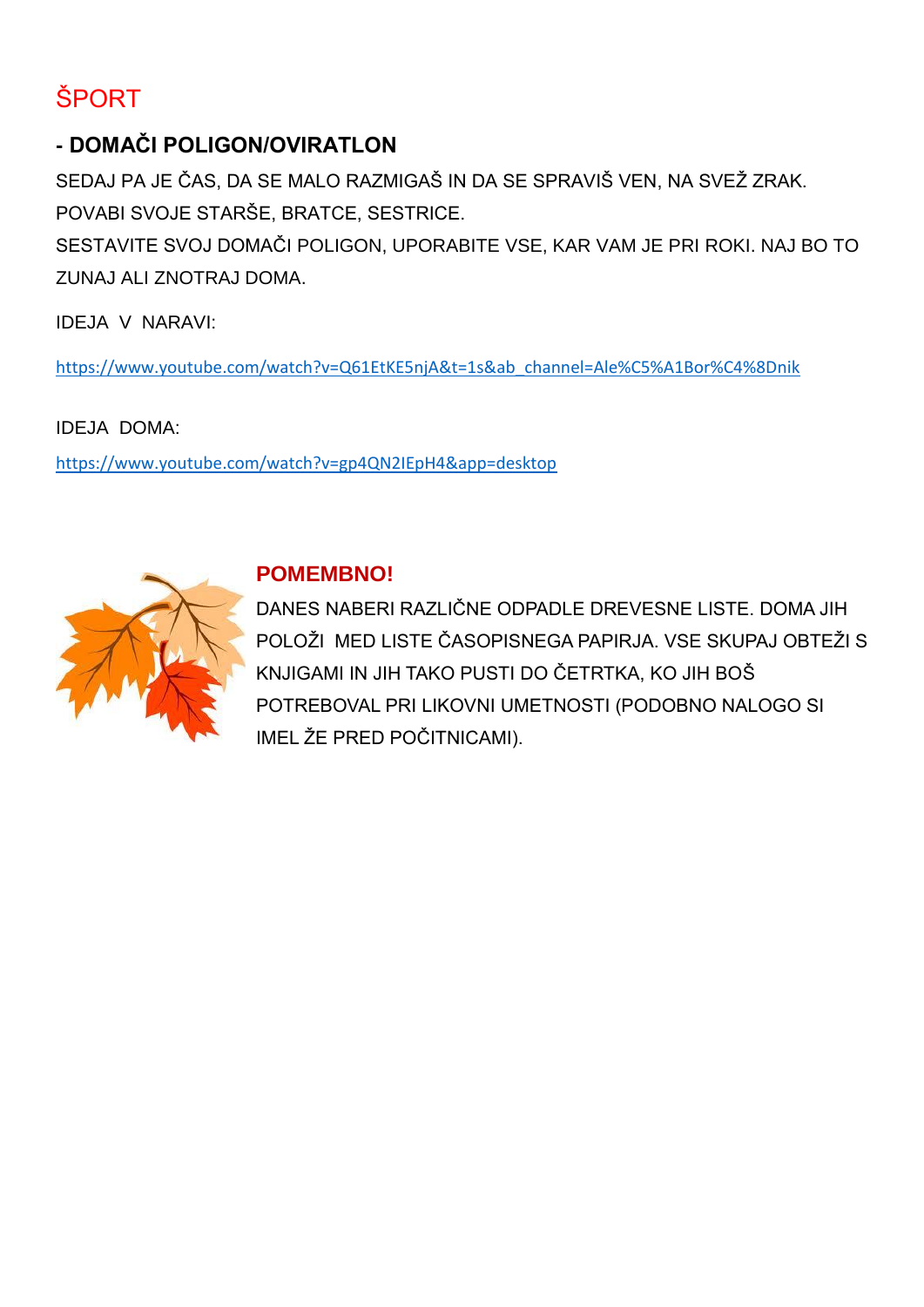# ŠPORT

## - DOMAČI POLIGON/OVIRATLON

SEDAJ PA JE ČAS, DA SE MALO RAZMIGAŠ IN DA SE SPRAVIŠ VEN, NA SVEŽ ZRAK.
POVABI SVOJE STARŠE, BRATCE, SESTRICE.
SESTAVITE SVOJ DOMAČI POLIGON, UPORABITE VSE, KAR VAM JE PRI ROKI. NAJ BO TO ZUNAJ ALI ZNOTRAJ DOMA.

IDEJA V NARAVI:

https://www.youtube.com/watch?v=Q61EtKE5njA&t=1s&ab_channel=Ale%C5%A1Bor%C4%8Dnik

IDEJA DOMA:

https://www.youtube.com/watch?v=gp4QN2IEpH4&app=desktop

**POMEMBNO!**

DANES NABERI RAZLIČNE ODPADLE DREVESNE LISTE. DOMA JIH POLOŽI MED LISTE ČASOPISNEGA PAPIRJA. VSE SKUPAJ OBTEŽI S KNJIGAMI IN JIH TAKO PUSTI DO ČETRTKA, KO JIH BOŠ POTREBOVAL PRI LIKOVNI UMETNOSTI (PODOBNO NALOGO SI IMEL ŽE PRED POČITNICAMI).